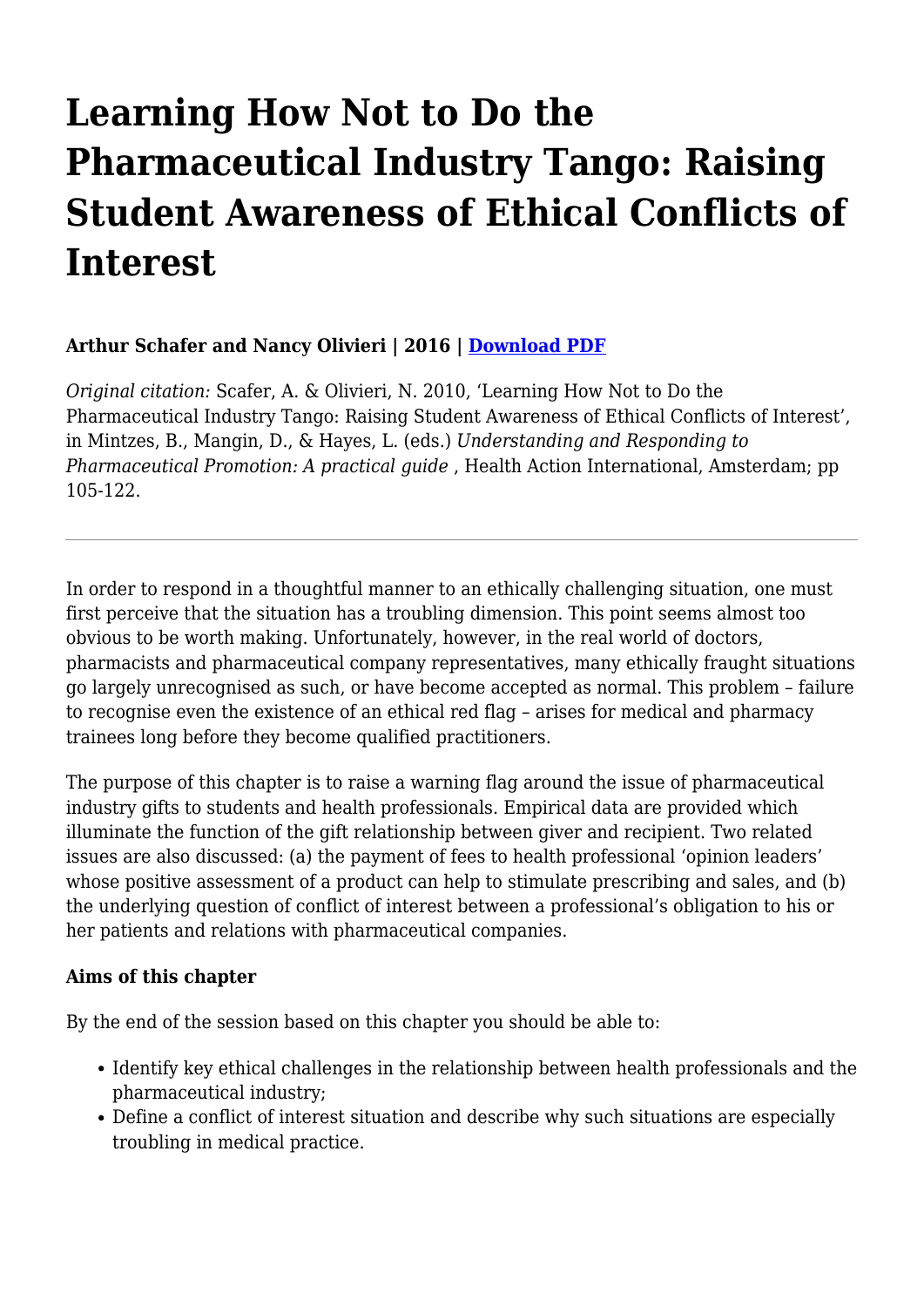# Learning How Not to Do the Pharmaceutical Industry Tango: Raising Student Awareness of Ethical Conflicts of Interest

**Arthur Schafer and Nancy Olivieri | 2016 | [Download PDF]()**

*Original citation:* Scafer, A. & Olivieri, N. 2010, 'Learning How Not to Do the Pharmaceutical Industry Tango: Raising Student Awareness of Ethical Conflicts of Interest', in Mintzes, B., Mangin, D., & Hayes, L. (eds.) *Understanding and Responding to Pharmaceutical Promotion: A practical guide* , Health Action International, Amsterdam; pp 105-122.

---

In order to respond in a thoughtful manner to an ethically challenging situation, one must first perceive that the situation has a troubling dimension. This point seems almost too obvious to be worth making. Unfortunately, however, in the real world of doctors, pharmacists and pharmaceutical company representatives, many ethically fraught situations go largely unrecognised as such, or have become accepted as normal. This problem – failure to recognise even the existence of an ethical red flag – arises for medical and pharmacy trainees long before they become qualified practitioners.

The purpose of this chapter is to raise a warning flag around the issue of pharmaceutical industry gifts to students and health professionals. Empirical data are provided which illuminate the function of the gift relationship between giver and recipient. Two related issues are also discussed: (a) the payment of fees to health professional 'opinion leaders' whose positive assessment of a product can help to stimulate prescribing and sales, and (b) the underlying question of conflict of interest between a professional's obligation to his or her patients and relations with pharmaceutical companies.

**Aims of this chapter**

By the end of the session based on this chapter you should be able to:

- Identify key ethical challenges in the relationship between health professionals and the pharmaceutical industry;
- Define a conflict of interest situation and describe why such situations are especially troubling in medical practice.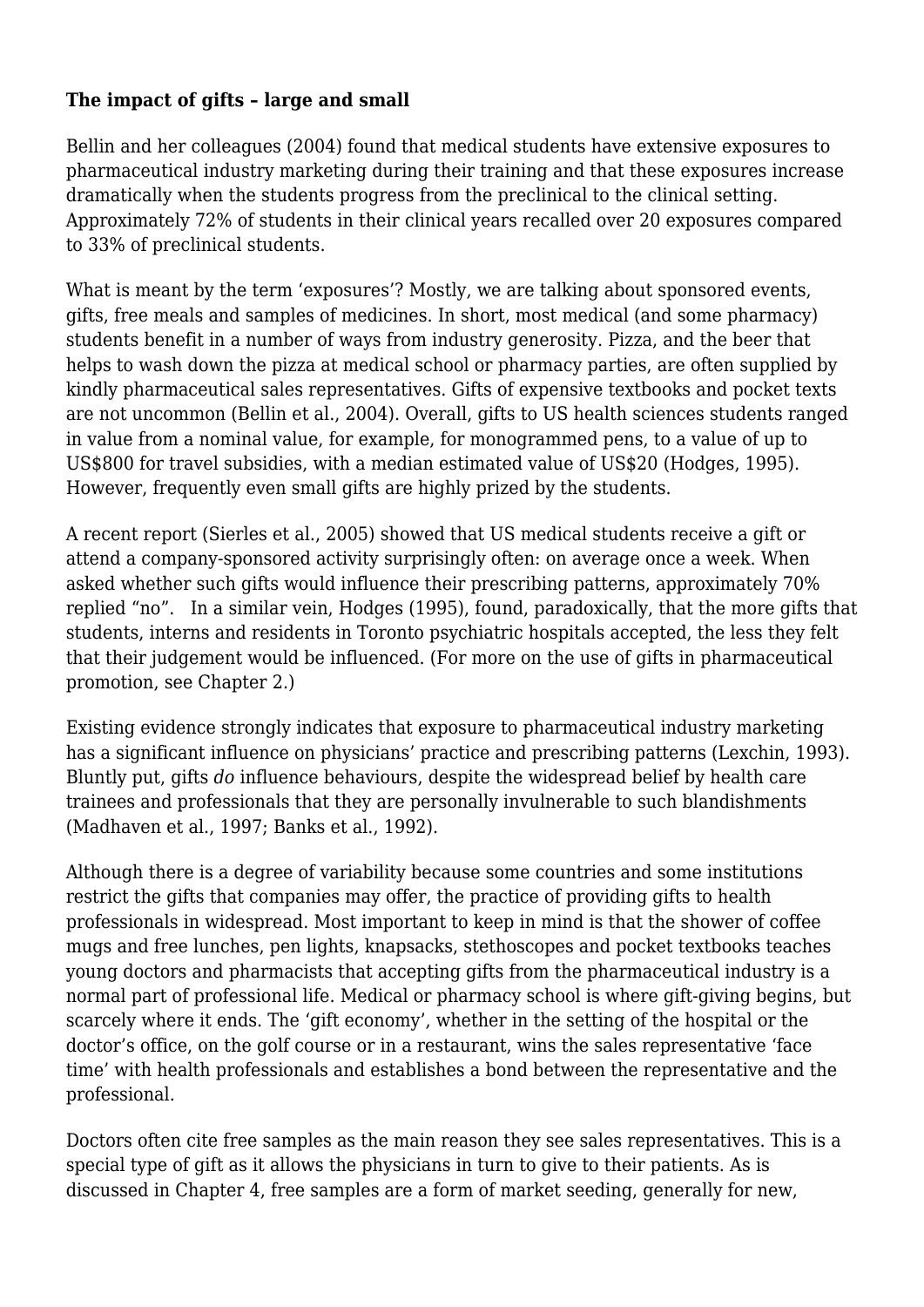**The impact of gifts – large and small**

Bellin and her colleagues (2004) found that medical students have extensive exposures to pharmaceutical industry marketing during their training and that these exposures increase dramatically when the students progress from the preclinical to the clinical setting. Approximately 72% of students in their clinical years recalled over 20 exposures compared to 33% of preclinical students.

What is meant by the term 'exposures'? Mostly, we are talking about sponsored events, gifts, free meals and samples of medicines. In short, most medical (and some pharmacy) students benefit in a number of ways from industry generosity. Pizza, and the beer that helps to wash down the pizza at medical school or pharmacy parties, are often supplied by kindly pharmaceutical sales representatives. Gifts of expensive textbooks and pocket texts are not uncommon (Bellin et al., 2004). Overall, gifts to US health sciences students ranged in value from a nominal value, for example, for monogrammed pens, to a value of up to US$800 for travel subsidies, with a median estimated value of US$20 (Hodges, 1995). However, frequently even small gifts are highly prized by the students.

A recent report (Sierles et al., 2005) showed that US medical students receive a gift or attend a company-sponsored activity surprisingly often: on average once a week. When asked whether such gifts would influence their prescribing patterns, approximately 70% replied "no". In a similar vein, Hodges (1995), found, paradoxically, that the more gifts that students, interns and residents in Toronto psychiatric hospitals accepted, the less they felt that their judgement would be influenced. (For more on the use of gifts in pharmaceutical promotion, see Chapter 2.)

Existing evidence strongly indicates that exposure to pharmaceutical industry marketing has a significant influence on physicians' practice and prescribing patterns (Lexchin, 1993). Bluntly put, gifts *do* influence behaviours, despite the widespread belief by health care trainees and professionals that they are personally invulnerable to such blandishments (Madhaven et al., 1997; Banks et al., 1992).

Although there is a degree of variability because some countries and some institutions restrict the gifts that companies may offer, the practice of providing gifts to health professionals in widespread. Most important to keep in mind is that the shower of coffee mugs and free lunches, pen lights, knapsacks, stethoscopes and pocket textbooks teaches young doctors and pharmacists that accepting gifts from the pharmaceutical industry is a normal part of professional life. Medical or pharmacy school is where gift-giving begins, but scarcely where it ends. The 'gift economy', whether in the setting of the hospital or the doctor's office, on the golf course or in a restaurant, wins the sales representative 'face time' with health professionals and establishes a bond between the representative and the professional.

Doctors often cite free samples as the main reason they see sales representatives. This is a special type of gift as it allows the physicians in turn to give to their patients. As is discussed in Chapter 4, free samples are a form of market seeding, generally for new,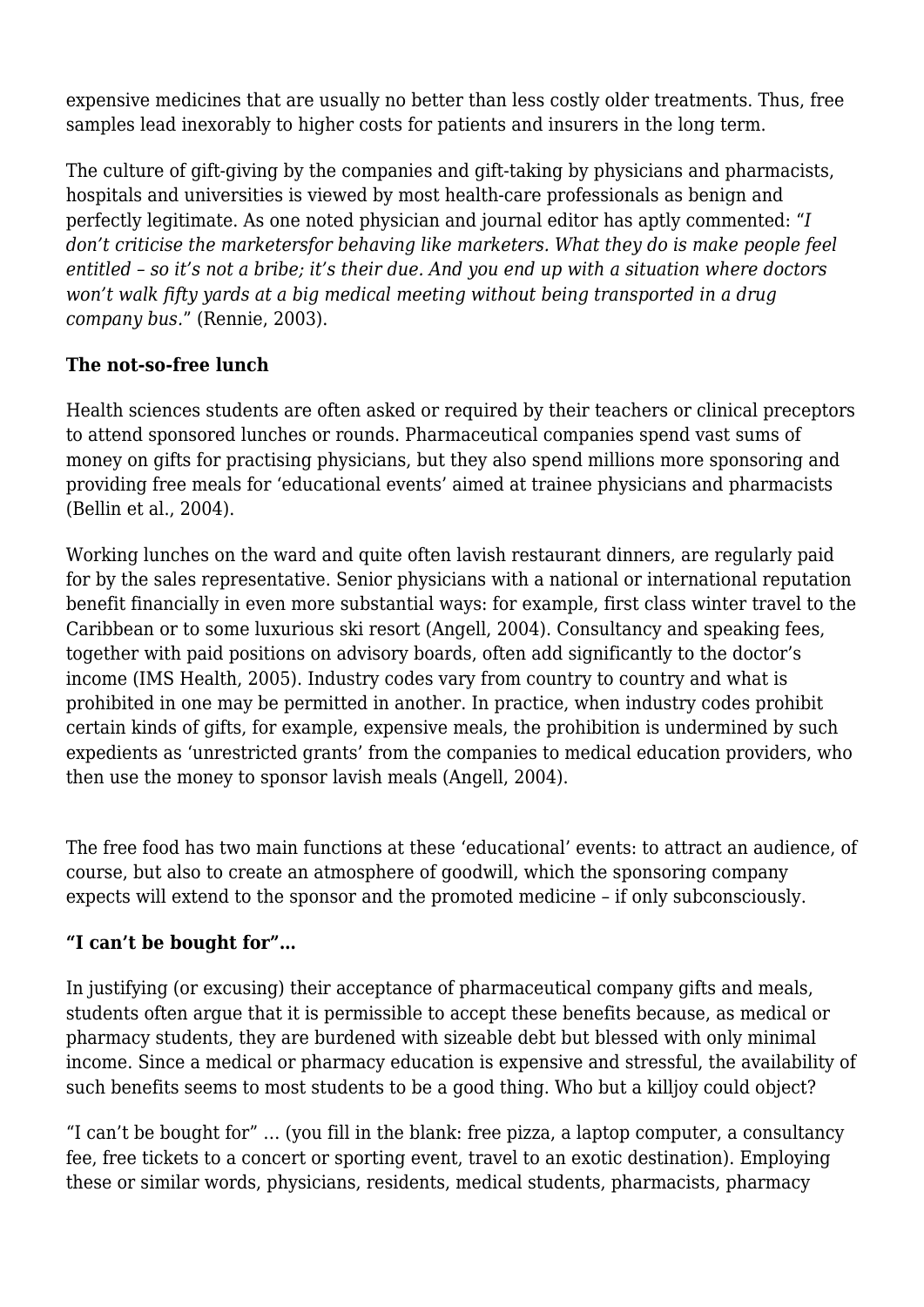expensive medicines that are usually no better than less costly older treatments. Thus, free samples lead inexorably to higher costs for patients and insurers in the long term.

The culture of gift-giving by the companies and gift-taking by physicians and pharmacists, hospitals and universities is viewed by most health-care professionals as benign and perfectly legitimate. As one noted physician and journal editor has aptly commented: "*I don't criticise the marketersfor behaving like marketers. What they do is make people feel entitled – so it's not a bribe; it's their due. And you end up with a situation where doctors won't walk fifty yards at a big medical meeting without being transported in a drug company bus.*" (Rennie, 2003).

**The not-so-free lunch**

Health sciences students are often asked or required by their teachers or clinical preceptors to attend sponsored lunches or rounds. Pharmaceutical companies spend vast sums of money on gifts for practising physicians, but they also spend millions more sponsoring and providing free meals for 'educational events' aimed at trainee physicians and pharmacists (Bellin et al., 2004).

Working lunches on the ward and quite often lavish restaurant dinners, are regularly paid for by the sales representative. Senior physicians with a national or international reputation benefit financially in even more substantial ways: for example, first class winter travel to the Caribbean or to some luxurious ski resort (Angell, 2004). Consultancy and speaking fees, together with paid positions on advisory boards, often add significantly to the doctor's income (IMS Health, 2005). Industry codes vary from country to country and what is prohibited in one may be permitted in another. In practice, when industry codes prohibit certain kinds of gifts, for example, expensive meals, the prohibition is undermined by such expedients as 'unrestricted grants' from the companies to medical education providers, who then use the money to sponsor lavish meals (Angell, 2004).

The free food has two main functions at these 'educational' events: to attract an audience, of course, but also to create an atmosphere of goodwill, which the sponsoring company expects will extend to the sponsor and the promoted medicine – if only subconsciously.

**"I can't be bought for"…**

In justifying (or excusing) their acceptance of pharmaceutical company gifts and meals, students often argue that it is permissible to accept these benefits because, as medical or pharmacy students, they are burdened with sizeable debt but blessed with only minimal income. Since a medical or pharmacy education is expensive and stressful, the availability of such benefits seems to most students to be a good thing. Who but a killjoy could object?

"I can't be bought for" … (you fill in the blank: free pizza, a laptop computer, a consultancy fee, free tickets to a concert or sporting event, travel to an exotic destination). Employing these or similar words, physicians, residents, medical students, pharmacists, pharmacy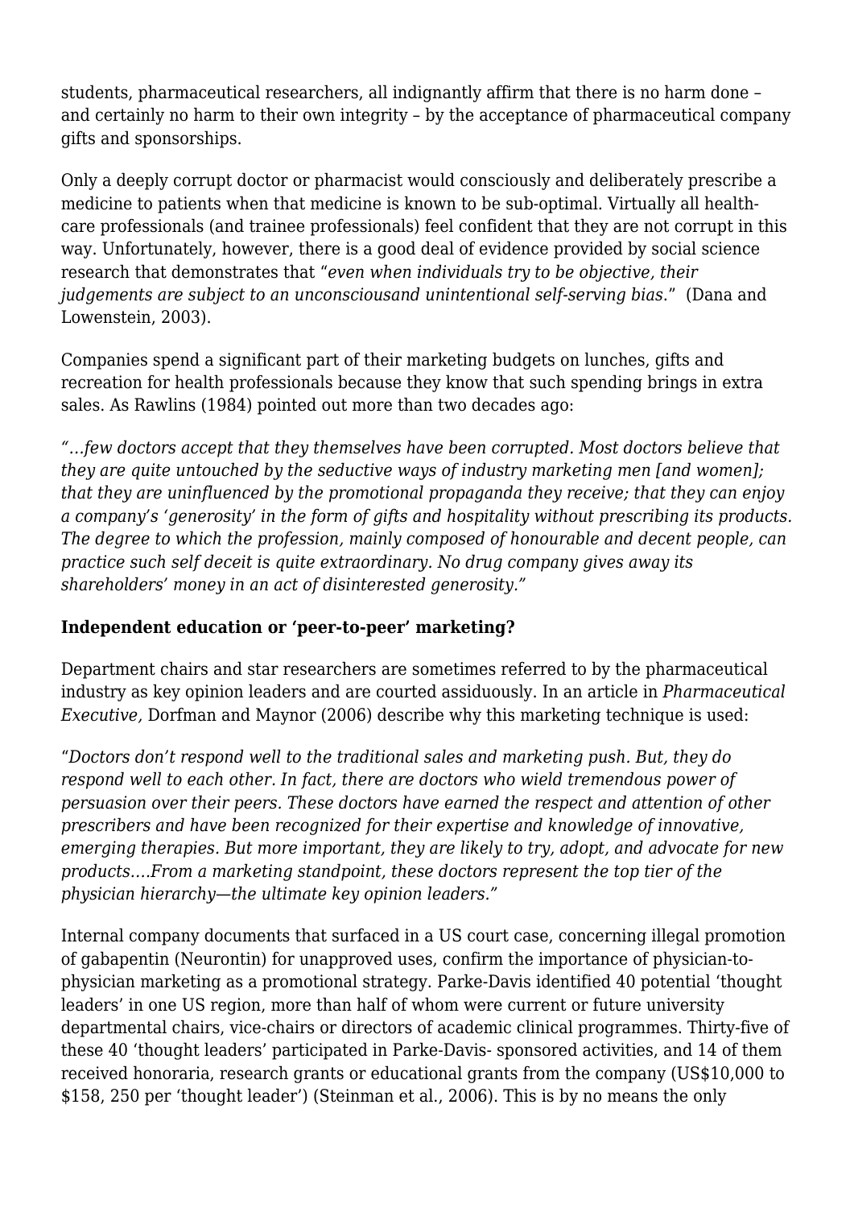students, pharmaceutical researchers, all indignantly affirm that there is no harm done – and certainly no harm to their own integrity – by the acceptance of pharmaceutical company gifts and sponsorships.

Only a deeply corrupt doctor or pharmacist would consciously and deliberately prescribe a medicine to patients when that medicine is known to be sub-optimal. Virtually all health-care professionals (and trainee professionals) feel confident that they are not corrupt in this way. Unfortunately, however, there is a good deal of evidence provided by social science research that demonstrates that "*even when individuals try to be objective, their judgements are subject to an unconsciousand unintentional self-serving bias*." (Dana and Lowenstein, 2003).

Companies spend a significant part of their marketing budgets on lunches, gifts and recreation for health professionals because they know that such spending brings in extra sales. As Rawlins (1984) pointed out more than two decades ago:

*"…few doctors accept that they themselves have been corrupted. Most doctors believe that they are quite untouched by the seductive ways of industry marketing men [and women]; that they are uninfluenced by the promotional propaganda they receive; that they can enjoy a company's 'generosity' in the form of gifts and hospitality without prescribing its products. The degree to which the profession, mainly composed of honourable and decent people, can practice such self deceit is quite extraordinary. No drug company gives away its shareholders' money in an act of disinterested generosity."*

**Independent education or 'peer-to-peer' marketing?**

Department chairs and star researchers are sometimes referred to by the pharmaceutical industry as key opinion leaders and are courted assiduously. In an article in *Pharmaceutical Executive,* Dorfman and Maynor (2006) describe why this marketing technique is used:

"*Doctors don't respond well to the traditional sales and marketing push. But, they do respond well to each other. In fact, there are doctors who wield tremendous power of persuasion over their peers. These doctors have earned the respect and attention of other prescribers and have been recognized for their expertise and knowledge of innovative, emerging therapies. But more important, they are likely to try, adopt, and advocate for new products….From a marketing standpoint, these doctors represent the top tier of the physician hierarchy—the ultimate key opinion leaders."*

Internal company documents that surfaced in a US court case, concerning illegal promotion of gabapentin (Neurontin) for unapproved uses, confirm the importance of physician-to-physician marketing as a promotional strategy. Parke-Davis identified 40 potential 'thought leaders' in one US region, more than half of whom were current or future university departmental chairs, vice-chairs or directors of academic clinical programmes. Thirty-five of these 40 'thought leaders' participated in Parke-Davis- sponsored activities, and 14 of them received honoraria, research grants or educational grants from the company (US$10,000 to $158, 250 per 'thought leader') (Steinman et al., 2006). This is by no means the only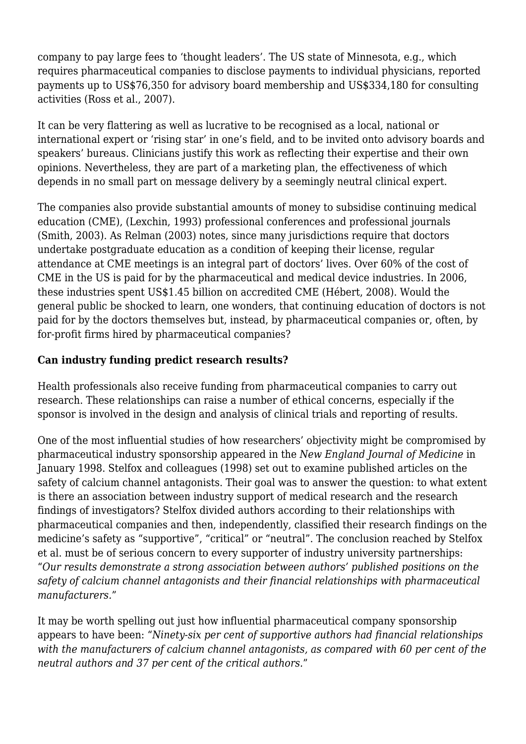company to pay large fees to 'thought leaders'. The US state of Minnesota, e.g., which requires pharmaceutical companies to disclose payments to individual physicians, reported payments up to US$76,350 for advisory board membership and US$334,180 for consulting activities (Ross et al., 2007).

It can be very flattering as well as lucrative to be recognised as a local, national or international expert or 'rising star' in one's field, and to be invited onto advisory boards and speakers' bureaus. Clinicians justify this work as reflecting their expertise and their own opinions. Nevertheless, they are part of a marketing plan, the effectiveness of which depends in no small part on message delivery by a seemingly neutral clinical expert.

The companies also provide substantial amounts of money to subsidise continuing medical education (CME), (Lexchin, 1993) professional conferences and professional journals (Smith, 2003). As Relman (2003) notes, since many jurisdictions require that doctors undertake postgraduate education as a condition of keeping their license, regular attendance at CME meetings is an integral part of doctors' lives. Over 60% of the cost of CME in the US is paid for by the pharmaceutical and medical device industries. In 2006, these industries spent US$1.45 billion on accredited CME (Hébert, 2008). Would the general public be shocked to learn, one wonders, that continuing education of doctors is not paid for by the doctors themselves but, instead, by pharmaceutical companies or, often, by for-profit firms hired by pharmaceutical companies?

**Can industry funding predict research results?**

Health professionals also receive funding from pharmaceutical companies to carry out research. These relationships can raise a number of ethical concerns, especially if the sponsor is involved in the design and analysis of clinical trials and reporting of results.

One of the most influential studies of how researchers' objectivity might be compromised by pharmaceutical industry sponsorship appeared in the *New England Journal of Medicine* in January 1998. Stelfox and colleagues (1998) set out to examine published articles on the safety of calcium channel antagonists. Their goal was to answer the question: to what extent is there an association between industry support of medical research and the research findings of investigators? Stelfox divided authors according to their relationships with pharmaceutical companies and then, independently, classified their research findings on the medicine's safety as "supportive", "critical" or "neutral". The conclusion reached by Stelfox et al. must be of serious concern to every supporter of industry university partnerships: "*Our results demonstrate a strong association between authors' published positions on the safety of calcium channel antagonists and their financial relationships with pharmaceutical manufacturers.*"

It may be worth spelling out just how influential pharmaceutical company sponsorship appears to have been: "*Ninety-six per cent of supportive authors had financial relationships with the manufacturers of calcium channel antagonists, as compared with 60 per cent of the neutral authors and 37 per cent of the critical authors.*"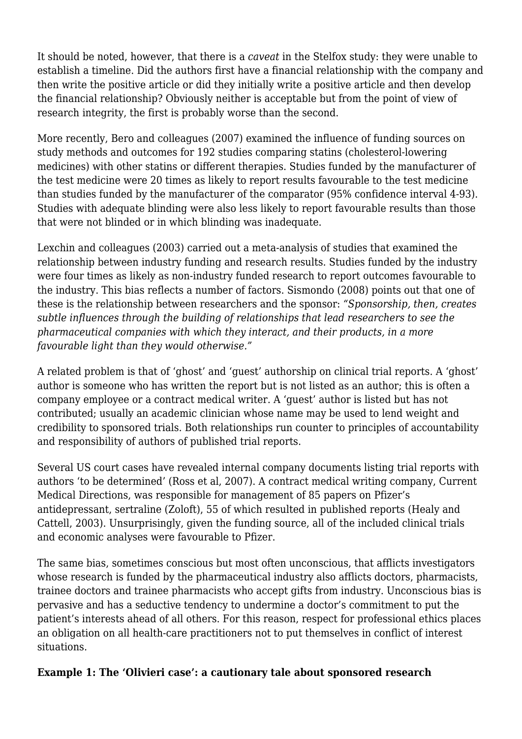It should be noted, however, that there is a *caveat* in the Stelfox study: they were unable to establish a timeline. Did the authors first have a financial relationship with the company and then write the positive article or did they initially write a positive article and then develop the financial relationship? Obviously neither is acceptable but from the point of view of research integrity, the first is probably worse than the second.

More recently, Bero and colleagues (2007) examined the influence of funding sources on study methods and outcomes for 192 studies comparing statins (cholesterol-lowering medicines) with other statins or different therapies. Studies funded by the manufacturer of the test medicine were 20 times as likely to report results favourable to the test medicine than studies funded by the manufacturer of the comparator (95% confidence interval 4-93). Studies with adequate blinding were also less likely to report favourable results than those that were not blinded or in which blinding was inadequate.

Lexchin and colleagues (2003) carried out a meta-analysis of studies that examined the relationship between industry funding and research results. Studies funded by the industry were four times as likely as non-industry funded research to report outcomes favourable to the industry. This bias reflects a number of factors. Sismondo (2008) points out that one of these is the relationship between researchers and the sponsor: *"Sponsorship, then, creates subtle influences through the building of relationships that lead researchers to see the pharmaceutical companies with which they interact, and their products, in a more favourable light than they would otherwise."*

A related problem is that of 'ghost' and 'guest' authorship on clinical trial reports. A 'ghost' author is someone who has written the report but is not listed as an author; this is often a company employee or a contract medical writer. A 'guest' author is listed but has not contributed; usually an academic clinician whose name may be used to lend weight and credibility to sponsored trials. Both relationships run counter to principles of accountability and responsibility of authors of published trial reports.

Several US court cases have revealed internal company documents listing trial reports with authors 'to be determined' (Ross et al, 2007). A contract medical writing company, Current Medical Directions, was responsible for management of 85 papers on Pfizer's antidepressant, sertraline (Zoloft), 55 of which resulted in published reports (Healy and Cattell, 2003). Unsurprisingly, given the funding source, all of the included clinical trials and economic analyses were favourable to Pfizer.

The same bias, sometimes conscious but most often unconscious, that afflicts investigators whose research is funded by the pharmaceutical industry also afflicts doctors, pharmacists, trainee doctors and trainee pharmacists who accept gifts from industry. Unconscious bias is pervasive and has a seductive tendency to undermine a doctor's commitment to put the patient's interests ahead of all others. For this reason, respect for professional ethics places an obligation on all health-care practitioners not to put themselves in conflict of interest situations.

**Example 1: The 'Olivieri case': a cautionary tale about sponsored research**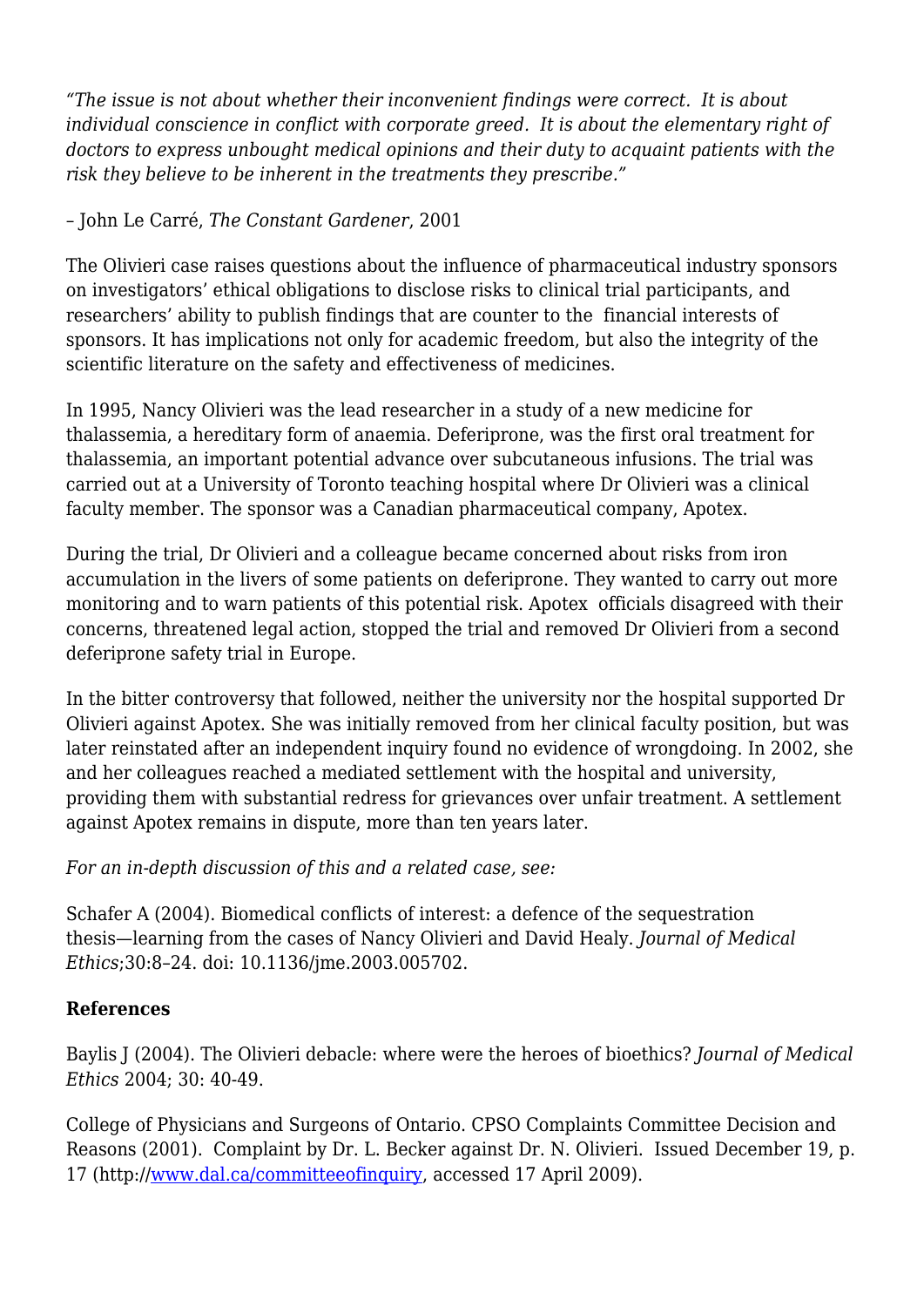*"The issue is not about whether their inconvenient findings were correct. It is about individual conscience in conflict with corporate greed. It is about the elementary right of doctors to express unbought medical opinions and their duty to acquaint patients with the risk they believe to be inherent in the treatments they prescribe."*

– John Le Carré, *The Constant Gardener*, 2001

The Olivieri case raises questions about the influence of pharmaceutical industry sponsors on investigators' ethical obligations to disclose risks to clinical trial participants, and researchers' ability to publish findings that are counter to the financial interests of sponsors. It has implications not only for academic freedom, but also the integrity of the scientific literature on the safety and effectiveness of medicines.

In 1995, Nancy Olivieri was the lead researcher in a study of a new medicine for thalassemia, a hereditary form of anaemia. Deferiprone, was the first oral treatment for thalassemia, an important potential advance over subcutaneous infusions. The trial was carried out at a University of Toronto teaching hospital where Dr Olivieri was a clinical faculty member. The sponsor was a Canadian pharmaceutical company, Apotex.

During the trial, Dr Olivieri and a colleague became concerned about risks from iron accumulation in the livers of some patients on deferiprone. They wanted to carry out more monitoring and to warn patients of this potential risk. Apotex officials disagreed with their concerns, threatened legal action, stopped the trial and removed Dr Olivieri from a second deferiprone safety trial in Europe.

In the bitter controversy that followed, neither the university nor the hospital supported Dr Olivieri against Apotex. She was initially removed from her clinical faculty position, but was later reinstated after an independent inquiry found no evidence of wrongdoing. In 2002, she and her colleagues reached a mediated settlement with the hospital and university, providing them with substantial redress for grievances over unfair treatment. A settlement against Apotex remains in dispute, more than ten years later.

*For an in-depth discussion of this and a related case, see:*

Schafer A (2004). Biomedical conflicts of interest: a defence of the sequestration thesis—learning from the cases of Nancy Olivieri and David Healy. *Journal of Medical Ethics*;30:8–24. doi: 10.1136/jme.2003.005702.

**References**

Baylis J (2004). The Olivieri debacle: where were the heroes of bioethics? *Journal of Medical Ethics* 2004; 30: 40-49.

College of Physicians and Surgeons of Ontario. CPSO Complaints Committee Decision and Reasons (2001). Complaint by Dr. L. Becker against Dr. N. Olivieri. Issued December 19, p. 17 (http://www.dal.ca/committeeofinquiry, accessed 17 April 2009).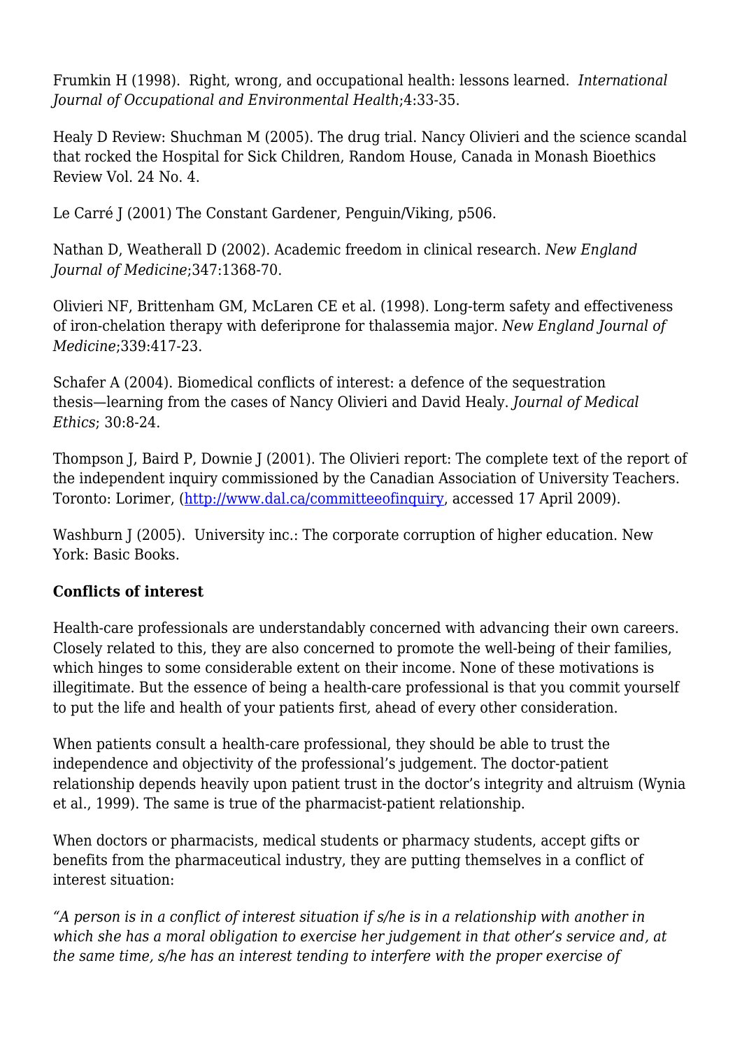Frumkin H (1998). Right, wrong, and occupational health: lessons learned. *International Journal of Occupational and Environmental Health*;4:33-35.

Healy D Review: Shuchman M (2005). The drug trial. Nancy Olivieri and the science scandal that rocked the Hospital for Sick Children, Random House, Canada in Monash Bioethics Review Vol. 24 No. 4.

Le Carré J (2001) The Constant Gardener, Penguin/Viking, p506.

Nathan D, Weatherall D (2002). Academic freedom in clinical research. *New England Journal of Medicine*;347:1368-70.

Olivieri NF, Brittenham GM, McLaren CE et al. (1998). Long-term safety and effectiveness of iron-chelation therapy with deferiprone for thalassemia major. *New England Journal of Medicine*;339:417-23.

Schafer A (2004). Biomedical conflicts of interest: a defence of the sequestration thesis—learning from the cases of Nancy Olivieri and David Healy. *Journal of Medical Ethics*; 30:8-24.

Thompson J, Baird P, Downie J (2001). The Olivieri report: The complete text of the report of the independent inquiry commissioned by the Canadian Association of University Teachers. Toronto: Lorimer, (http://www.dal.ca/committeeofinquiry, accessed 17 April 2009).

Washburn J (2005). University inc.: The corporate corruption of higher education. New York: Basic Books.

**Conflicts of interest**

Health-care professionals are understandably concerned with advancing their own careers. Closely related to this, they are also concerned to promote the well-being of their families, which hinges to some considerable extent on their income. None of these motivations is illegitimate. But the essence of being a health-care professional is that you commit yourself to put the life and health of your patients first, ahead of every other consideration.

When patients consult a health-care professional, they should be able to trust the independence and objectivity of the professional's judgement. The doctor-patient relationship depends heavily upon patient trust in the doctor's integrity and altruism (Wynia et al., 1999). The same is true of the pharmacist-patient relationship.

When doctors or pharmacists, medical students or pharmacy students, accept gifts or benefits from the pharmaceutical industry, they are putting themselves in a conflict of interest situation:

*"A person is in a conflict of interest situation if s/he is in a relationship with another in which she has a moral obligation to exercise her judgement in that other's service and, at the same time, s/he has an interest tending to interfere with the proper exercise of*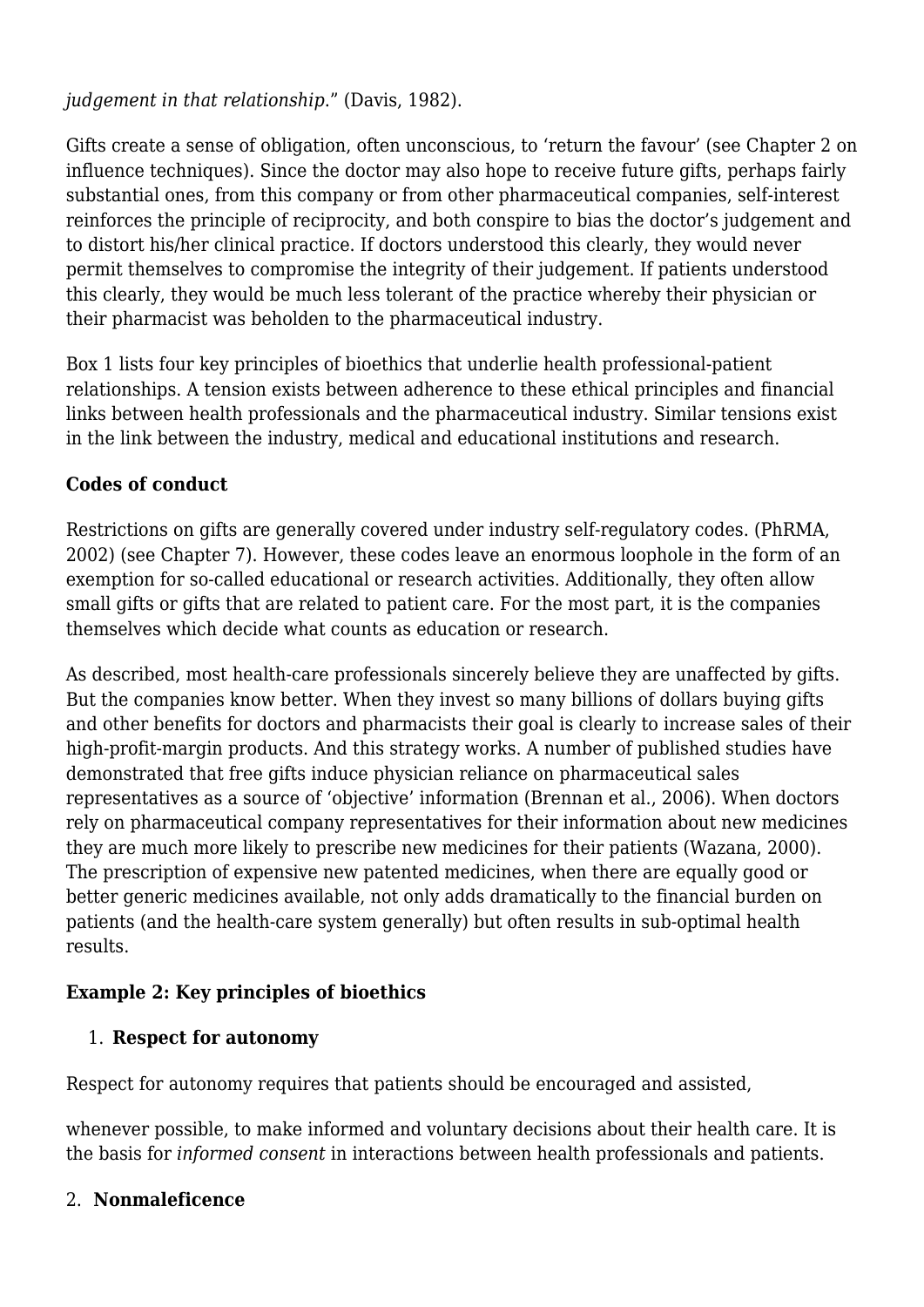*judgement in that relationship*." (Davis, 1982).

Gifts create a sense of obligation, often unconscious, to 'return the favour' (see Chapter 2 on influence techniques). Since the doctor may also hope to receive future gifts, perhaps fairly substantial ones, from this company or from other pharmaceutical companies, self-interest reinforces the principle of reciprocity, and both conspire to bias the doctor's judgement and to distort his/her clinical practice. If doctors understood this clearly, they would never permit themselves to compromise the integrity of their judgement. If patients understood this clearly, they would be much less tolerant of the practice whereby their physician or their pharmacist was beholden to the pharmaceutical industry.

Box 1 lists four key principles of bioethics that underlie health professional-patient relationships. A tension exists between adherence to these ethical principles and financial links between health professionals and the pharmaceutical industry. Similar tensions exist in the link between the industry, medical and educational institutions and research.

**Codes of conduct**

Restrictions on gifts are generally covered under industry self-regulatory codes. (PhRMA, 2002) (see Chapter 7). However, these codes leave an enormous loophole in the form of an exemption for so-called educational or research activities. Additionally, they often allow small gifts or gifts that are related to patient care. For the most part, it is the companies themselves which decide what counts as education or research.

As described, most health-care professionals sincerely believe they are unaffected by gifts. But the companies know better. When they invest so many billions of dollars buying gifts and other benefits for doctors and pharmacists their goal is clearly to increase sales of their high-profit-margin products. And this strategy works. A number of published studies have demonstrated that free gifts induce physician reliance on pharmaceutical sales representatives as a source of 'objective' information (Brennan et al., 2006). When doctors rely on pharmaceutical company representatives for their information about new medicines they are much more likely to prescribe new medicines for their patients (Wazana, 2000). The prescription of expensive new patented medicines, when there are equally good or better generic medicines available, not only adds dramatically to the financial burden on patients (and the health-care system generally) but often results in sub-optimal health results.

**Example 2: Key principles of bioethics**

1. **Respect for autonomy**

Respect for autonomy requires that patients should be encouraged and assisted,

whenever possible, to make informed and voluntary decisions about their health care. It is the basis for *informed consent* in interactions between health professionals and patients.

2. **Nonmaleficence**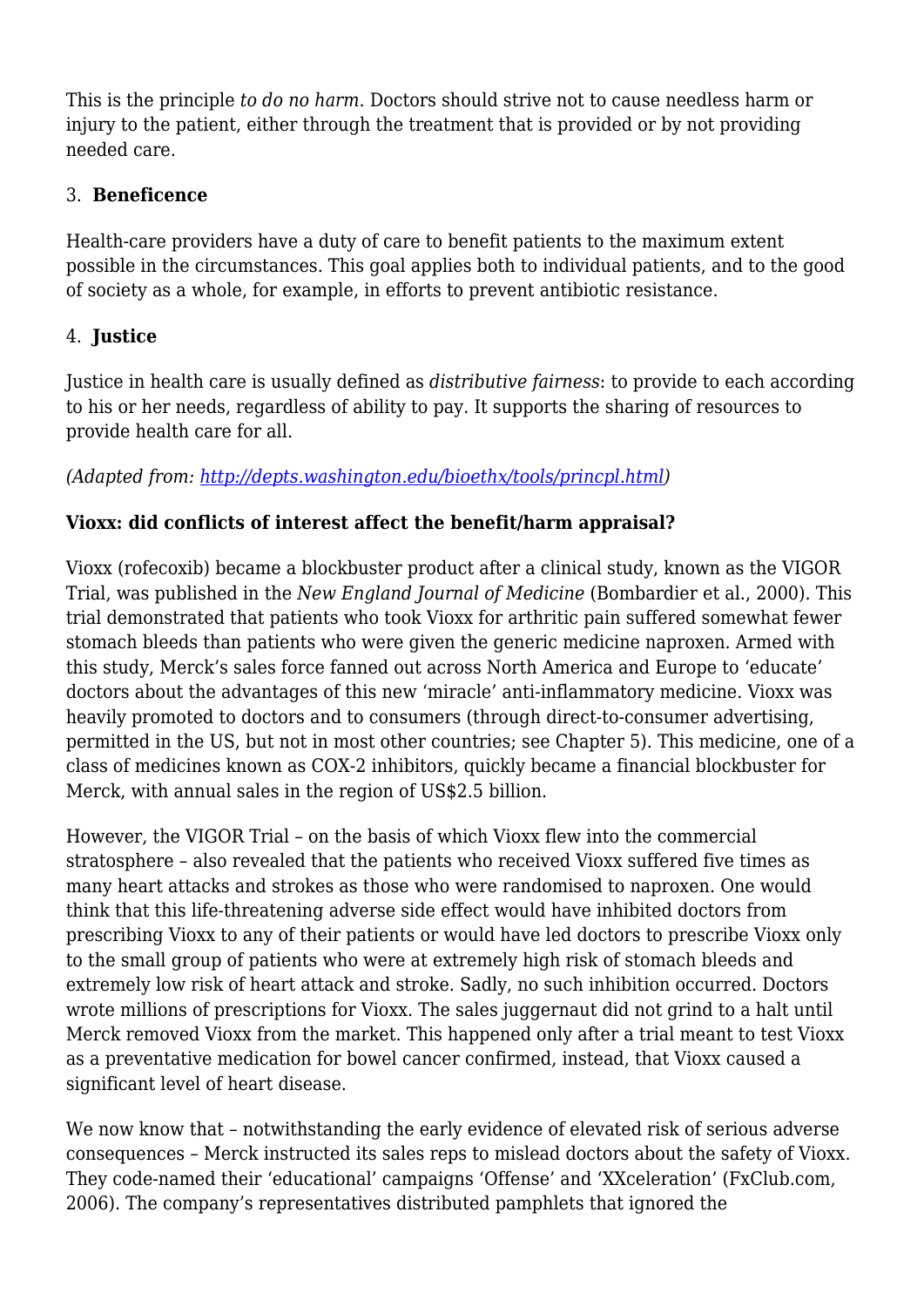This is the principle *to do no harm*. Doctors should strive not to cause needless harm or injury to the patient, either through the treatment that is provided or by not providing needed care.

3. **Beneficence**

Health-care providers have a duty of care to benefit patients to the maximum extent possible in the circumstances. This goal applies both to individual patients, and to the good of society as a whole, for example, in efforts to prevent antibiotic resistance.

4. **Justice**

Justice in health care is usually defined as *distributive fairness*: to provide to each according to his or her needs, regardless of ability to pay. It supports the sharing of resources to provide health care for all.

*(Adapted from: [http://depts.washington.edu/bioethx/tools/princpl.html](http://depts.washington.edu/bioethx/tools/princpl.html))*

**Vioxx: did conflicts of interest affect the benefit/harm appraisal?**

Vioxx (rofecoxib) became a blockbuster product after a clinical study, known as the VIGOR Trial, was published in the *New England Journal of Medicine* (Bombardier et al., 2000). This trial demonstrated that patients who took Vioxx for arthritic pain suffered somewhat fewer stomach bleeds than patients who were given the generic medicine naproxen. Armed with this study, Merck's sales force fanned out across North America and Europe to 'educate' doctors about the advantages of this new 'miracle' anti-inflammatory medicine. Vioxx was heavily promoted to doctors and to consumers (through direct-to-consumer advertising, permitted in the US, but not in most other countries; see Chapter 5). This medicine, one of a class of medicines known as COX-2 inhibitors, quickly became a financial blockbuster for Merck, with annual sales in the region of US$2.5 billion.

However, the VIGOR Trial – on the basis of which Vioxx flew into the commercial stratosphere – also revealed that the patients who received Vioxx suffered five times as many heart attacks and strokes as those who were randomised to naproxen. One would think that this life-threatening adverse side effect would have inhibited doctors from prescribing Vioxx to any of their patients or would have led doctors to prescribe Vioxx only to the small group of patients who were at extremely high risk of stomach bleeds and extremely low risk of heart attack and stroke. Sadly, no such inhibition occurred. Doctors wrote millions of prescriptions for Vioxx. The sales juggernaut did not grind to a halt until Merck removed Vioxx from the market. This happened only after a trial meant to test Vioxx as a preventative medication for bowel cancer confirmed, instead, that Vioxx caused a significant level of heart disease.

We now know that – notwithstanding the early evidence of elevated risk of serious adverse consequences – Merck instructed its sales reps to mislead doctors about the safety of Vioxx. They code-named their 'educational' campaigns 'Offense' and 'XXceleration' (FxClub.com, 2006). The company's representatives distributed pamphlets that ignored the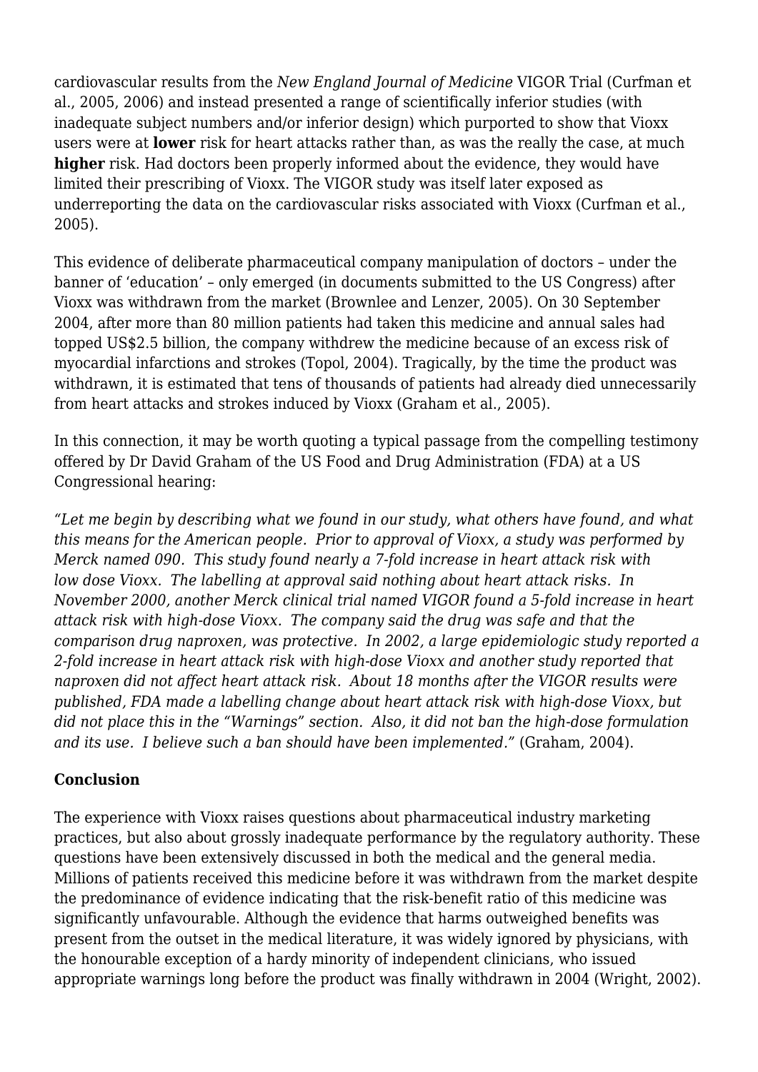cardiovascular results from the *New England Journal of Medicine* VIGOR Trial (Curfman et al., 2005, 2006) and instead presented a range of scientifically inferior studies (with inadequate subject numbers and/or inferior design) which purported to show that Vioxx users were at **lower** risk for heart attacks rather than, as was the really the case, at much **higher** risk. Had doctors been properly informed about the evidence, they would have limited their prescribing of Vioxx. The VIGOR study was itself later exposed as underreporting the data on the cardiovascular risks associated with Vioxx (Curfman et al., 2005).

This evidence of deliberate pharmaceutical company manipulation of doctors – under the banner of 'education' – only emerged (in documents submitted to the US Congress) after Vioxx was withdrawn from the market (Brownlee and Lenzer, 2005). On 30 September 2004, after more than 80 million patients had taken this medicine and annual sales had topped US$2.5 billion, the company withdrew the medicine because of an excess risk of myocardial infarctions and strokes (Topol, 2004). Tragically, by the time the product was withdrawn, it is estimated that tens of thousands of patients had already died unnecessarily from heart attacks and strokes induced by Vioxx (Graham et al., 2005).

In this connection, it may be worth quoting a typical passage from the compelling testimony offered by Dr David Graham of the US Food and Drug Administration (FDA) at a US Congressional hearing:

*"Let me begin by describing what we found in our study, what others have found, and what this means for the American people. Prior to approval of Vioxx, a study was performed by Merck named 090. This study found nearly a 7-fold increase in heart attack risk with low dose Vioxx. The labelling at approval said nothing about heart attack risks. In November 2000, another Merck clinical trial named VIGOR found a 5-fold increase in heart attack risk with high-dose Vioxx. The company said the drug was safe and that the comparison drug naproxen, was protective. In 2002, a large epidemiologic study reported a 2-fold increase in heart attack risk with high-dose Vioxx and another study reported that naproxen did not affect heart attack risk. About 18 months after the VIGOR results were published, FDA made a labelling change about heart attack risk with high-dose Vioxx, but did not place this in the "Warnings" section. Also, it did not ban the high-dose formulation and its use. I believe such a ban should have been implemented."* (Graham, 2004).

## Conclusion

The experience with Vioxx raises questions about pharmaceutical industry marketing practices, but also about grossly inadequate performance by the regulatory authority. These questions have been extensively discussed in both the medical and the general media. Millions of patients received this medicine before it was withdrawn from the market despite the predominance of evidence indicating that the risk-benefit ratio of this medicine was significantly unfavourable. Although the evidence that harms outweighed benefits was present from the outset in the medical literature, it was widely ignored by physicians, with the honourable exception of a hardy minority of independent clinicians, who issued appropriate warnings long before the product was finally withdrawn in 2004 (Wright, 2002).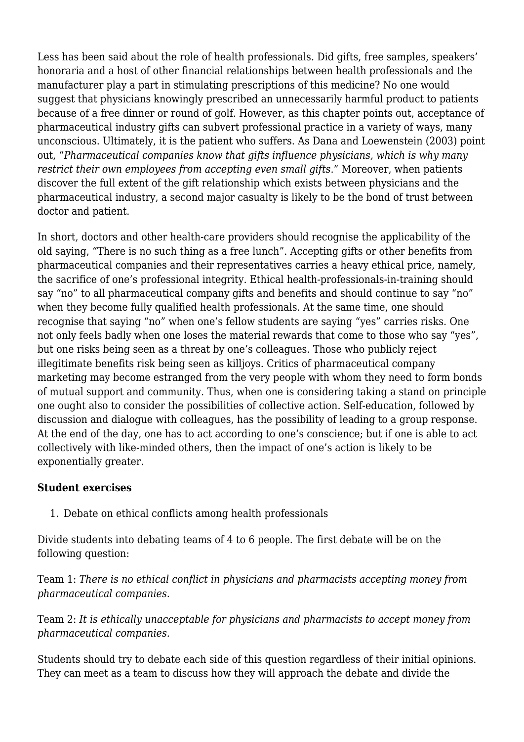Less has been said about the role of health professionals. Did gifts, free samples, speakers' honoraria and a host of other financial relationships between health professionals and the manufacturer play a part in stimulating prescriptions of this medicine? No one would suggest that physicians knowingly prescribed an unnecessarily harmful product to patients because of a free dinner or round of golf. However, as this chapter points out, acceptance of pharmaceutical industry gifts can subvert professional practice in a variety of ways, many unconscious. Ultimately, it is the patient who suffers. As Dana and Loewenstein (2003) point out, "*Pharmaceutical companies know that gifts influence physicians, which is why many restrict their own employees from accepting even small gifts*." Moreover, when patients discover the full extent of the gift relationship which exists between physicians and the pharmaceutical industry, a second major casualty is likely to be the bond of trust between doctor and patient.

In short, doctors and other health-care providers should recognise the applicability of the old saying, "There is no such thing as a free lunch". Accepting gifts or other benefits from pharmaceutical companies and their representatives carries a heavy ethical price, namely, the sacrifice of one's professional integrity. Ethical health-professionals-in-training should say "no" to all pharmaceutical company gifts and benefits and should continue to say "no" when they become fully qualified health professionals. At the same time, one should recognise that saying "no" when one's fellow students are saying "yes" carries risks. One not only feels badly when one loses the material rewards that come to those who say "yes", but one risks being seen as a threat by one's colleagues. Those who publicly reject illegitimate benefits risk being seen as killjoys. Critics of pharmaceutical company marketing may become estranged from the very people with whom they need to form bonds of mutual support and community. Thus, when one is considering taking a stand on principle one ought also to consider the possibilities of collective action. Self-education, followed by discussion and dialogue with colleagues, has the possibility of leading to a group response. At the end of the day, one has to act according to one's conscience; but if one is able to act collectively with like-minded others, then the impact of one's action is likely to be exponentially greater.

**Student exercises**

1. Debate on ethical conflicts among health professionals

Divide students into debating teams of 4 to 6 people. The first debate will be on the following question:

Team 1: *There is no ethical conflict in physicians and pharmacists accepting money from pharmaceutical companies.*

Team 2: *It is ethically unacceptable for physicians and pharmacists to accept money from pharmaceutical companies.*

Students should try to debate each side of this question regardless of their initial opinions. They can meet as a team to discuss how they will approach the debate and divide the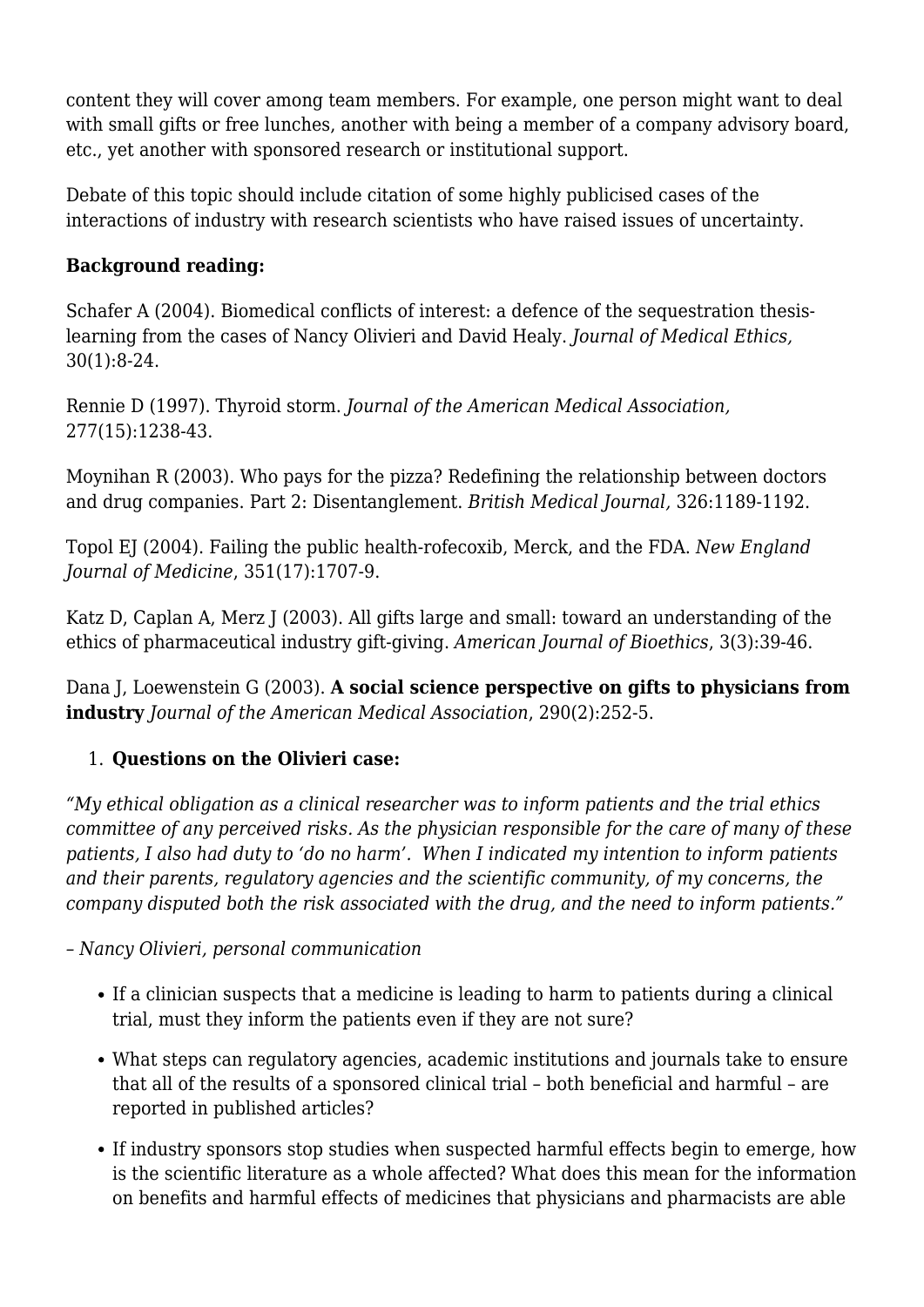content they will cover among team members. For example, one person might want to deal with small gifts or free lunches, another with being a member of a company advisory board, etc., yet another with sponsored research or institutional support.

Debate of this topic should include citation of some highly publicised cases of the interactions of industry with research scientists who have raised issues of uncertainty.

**Background reading:**

Schafer A (2004). Biomedical conflicts of interest: a defence of the sequestration thesis-learning from the cases of Nancy Olivieri and David Healy. *Journal of Medical Ethics,* 30(1):8-24.

Rennie D (1997). Thyroid storm. *Journal of the American Medical Association,* 277(15):1238-43.

Moynihan R (2003). Who pays for the pizza? Redefining the relationship between doctors and drug companies. Part 2: Disentanglement. *British Medical Journal,* 326:1189-1192.

Topol EJ (2004). Failing the public health-rofecoxib, Merck, and the FDA. *New England Journal of Medicine*, 351(17):1707-9.

Katz D, Caplan A, Merz J (2003). All gifts large and small: toward an understanding of the ethics of pharmaceutical industry gift-giving. *American Journal of Bioethics*, 3(3):39-46.

Dana J, Loewenstein G (2003). **A social science perspective on gifts to physicians from industry** *Journal of the American Medical Association*, 290(2):252-5.

1. **Questions on the Olivieri case:**

*"My ethical obligation as a clinical researcher was to inform patients and the trial ethics committee of any perceived risks. As the physician responsible for the care of many of these patients, I also had duty to 'do no harm'. When I indicated my intention to inform patients and their parents, regulatory agencies and the scientific community, of my concerns, the company disputed both the risk associated with the drug, and the need to inform patients."*

*– Nancy Olivieri, personal communication*

- If a clinician suspects that a medicine is leading to harm to patients during a clinical trial, must they inform the patients even if they are not sure?
- What steps can regulatory agencies, academic institutions and journals take to ensure that all of the results of a sponsored clinical trial – both beneficial and harmful – are reported in published articles?
- If industry sponsors stop studies when suspected harmful effects begin to emerge, how is the scientific literature as a whole affected? What does this mean for the information on benefits and harmful effects of medicines that physicians and pharmacists are able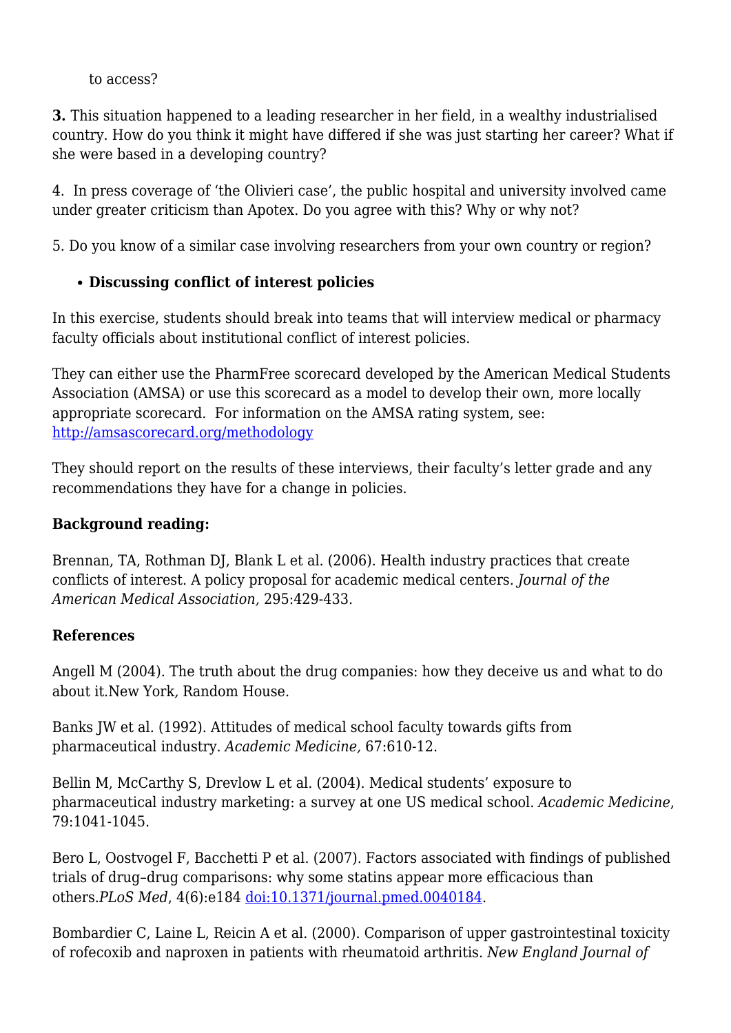to access?

**3.** This situation happened to a leading researcher in her field, in a wealthy industrialised country. How do you think it might have differed if she was just starting her career? What if she were based in a developing country?

4. In press coverage of 'the Olivieri case', the public hospital and university involved came under greater criticism than Apotex. Do you agree with this? Why or why not?

5. Do you know of a similar case involving researchers from your own country or region?

- **Discussing conflict of interest policies**

In this exercise, students should break into teams that will interview medical or pharmacy faculty officials about institutional conflict of interest policies.

They can either use the PharmFree scorecard developed by the American Medical Students Association (AMSA) or use this scorecard as a model to develop their own, more locally appropriate scorecard. For information on the AMSA rating system, see: [http://amsascorecard.org/methodology](http://amsascorecard.org/methodology)

They should report on the results of these interviews, their faculty's letter grade and any recommendations they have for a change in policies.

**Background reading:**

Brennan, TA, Rothman DJ, Blank L et al. (2006). Health industry practices that create conflicts of interest. A policy proposal for academic medical centers. *Journal of the American Medical Association,* 295:429-433.

**References**

Angell M (2004). The truth about the drug companies: how they deceive us and what to do about it.New York*,* Random House.

Banks JW et al. (1992). Attitudes of medical school faculty towards gifts from pharmaceutical industry. *Academic Medicine,* 67:610-12.

Bellin M, McCarthy S, Drevlow L et al. (2004). Medical students' exposure to pharmaceutical industry marketing: a survey at one US medical school. *Academic Medicine*, 79:1041-1045.

Bero L, Oostvogel F, Bacchetti P et al. (2007). Factors associated with findings of published trials of drug–drug comparisons: why some statins appear more efficacious than others.*PLoS Med*, 4(6):e184 [doi:10.1371/journal.pmed.0040184](doi:10.1371/journal.pmed.0040184).

Bombardier C, Laine L, Reicin A et al. (2000). Comparison of upper gastrointestinal toxicity of rofecoxib and naproxen in patients with rheumatoid arthritis. *New England Journal of*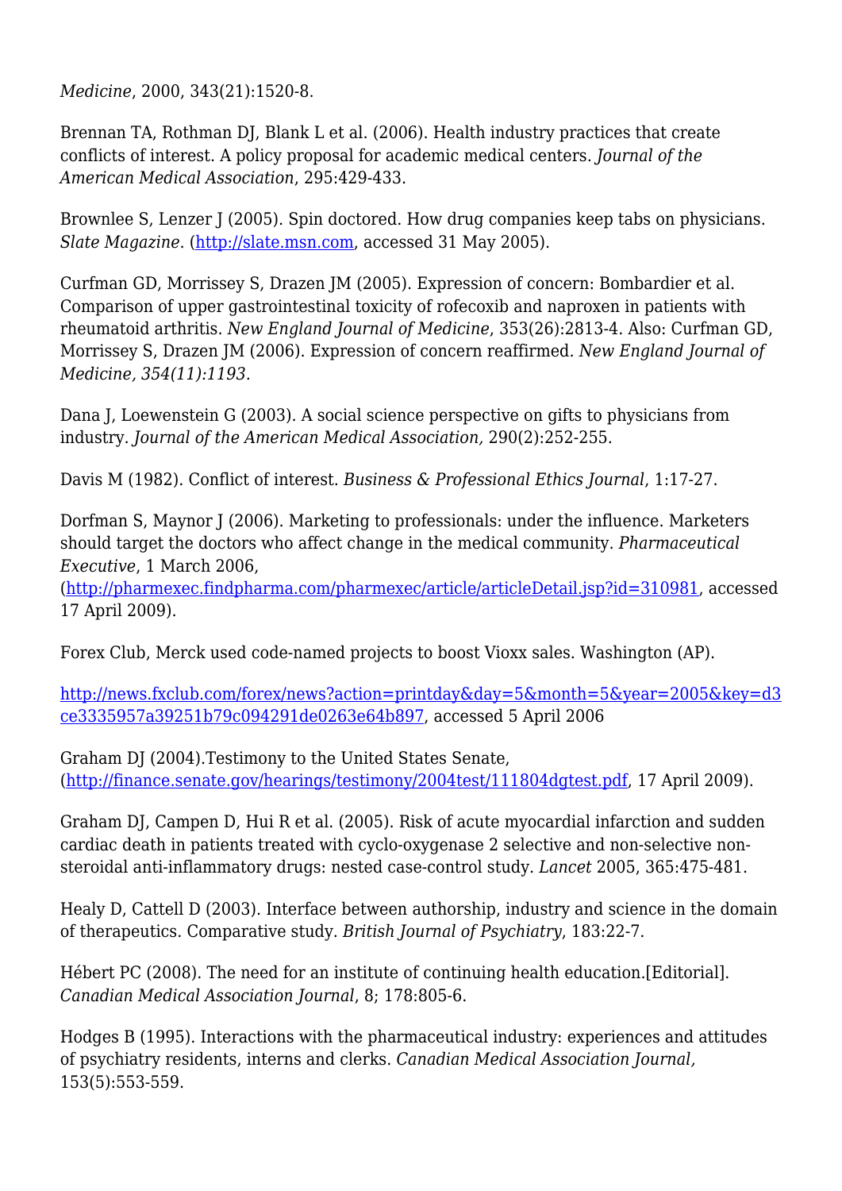*Medicine*, 2000, 343(21):1520-8.

Brennan TA, Rothman DJ, Blank L et al. (2006). Health industry practices that create conflicts of interest. A policy proposal for academic medical centers. *Journal of the American Medical Association*, 295:429-433.

Brownlee S, Lenzer J (2005). Spin doctored. How drug companies keep tabs on physicians. *Slate Magazine*. (http://slate.msn.com, accessed 31 May 2005).

Curfman GD, Morrissey S, Drazen JM (2005). Expression of concern: Bombardier et al. Comparison of upper gastrointestinal toxicity of rofecoxib and naproxen in patients with rheumatoid arthritis. *New England Journal of Medicine*, 353(26):2813-4. Also: Curfman GD, Morrissey S, Drazen JM (2006). Expression of concern reaffirmed. *New England Journal of Medicine, 354(11):1193.*

Dana J, Loewenstein G (2003). A social science perspective on gifts to physicians from industry. *Journal of the American Medical Association,* 290(2):252-255.

Davis M (1982). Conflict of interest. *Business & Professional Ethics Journal*, 1:17-27.

Dorfman S, Maynor J (2006). Marketing to professionals: under the influence. Marketers should target the doctors who affect change in the medical community. *Pharmaceutical Executive*, 1 March 2006, (http://pharmexec.findpharma.com/pharmexec/article/articleDetail.jsp?id=310981, accessed 17 April 2009).

Forex Club, Merck used code-named projects to boost Vioxx sales. Washington (AP).

http://news.fxclub.com/forex/news?action=printday&day=5&month=5&year=2005&key=d3ce3335957a39251b79c094291de0263e64b897, accessed 5 April 2006

Graham DJ (2004).Testimony to the United States Senate, (http://finance.senate.gov/hearings/testimony/2004test/111804dgtest.pdf, 17 April 2009).

Graham DJ, Campen D, Hui R et al. (2005). Risk of acute myocardial infarction and sudden cardiac death in patients treated with cyclo-oxygenase 2 selective and non-selective non-steroidal anti-inflammatory drugs: nested case-control study. *Lancet* 2005, 365:475-481.

Healy D, Cattell D (2003). Interface between authorship, industry and science in the domain of therapeutics. Comparative study. *British Journal of Psychiatry*, 183:22-7.

Hébert PC (2008). The need for an institute of continuing health education.[Editorial]. *Canadian Medical Association Journal*, 8; 178:805-6.

Hodges B (1995). Interactions with the pharmaceutical industry: experiences and attitudes of psychiatry residents, interns and clerks. *Canadian Medical Association Journal,* 153(5):553-559.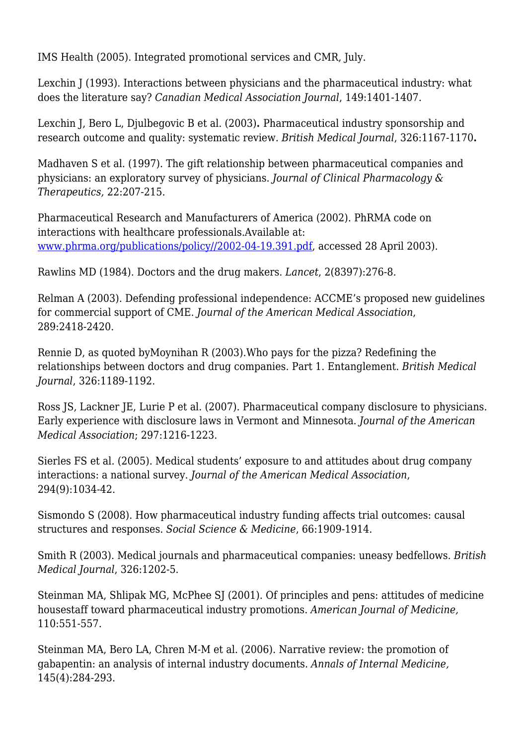IMS Health (2005). Integrated promotional services and CMR, July.

Lexchin J (1993). Interactions between physicians and the pharmaceutical industry: what does the literature say? *Canadian Medical Association Journal*, 149:1401-1407.

Lexchin J, Bero L, Djulbegovic B et al. (2003)**.** Pharmaceutical industry sponsorship and research outcome and quality: systematic review*.* *British Medical Journal*, 326:1167-1170**.**

Madhaven S et al. (1997). The gift relationship between pharmaceutical companies and physicians: an exploratory survey of physicians. *Journal of Clinical Pharmacology & Therapeutics,* 22:207-215.

Pharmaceutical Research and Manufacturers of America (2002). PhRMA code on interactions with healthcare professionals.Available at: [www.phrma.org/publications/policy//2002-04-19.391.pdf](www.phrma.org/publications/policy//2002-04-19.391.pdf), accessed 28 April 2003).

Rawlins MD (1984). Doctors and the drug makers. *Lancet*, 2(8397):276-8.

Relman A (2003). Defending professional independence: ACCME's proposed new guidelines for commercial support of CME. *Journal of the American Medical Association*, 289:2418-2420.

Rennie D, as quoted byMoynihan R (2003).Who pays for the pizza? Redefining the relationships between doctors and drug companies. Part 1. Entanglement. *British Medical Journal*, 326:1189-1192.

Ross JS, Lackner JE, Lurie P et al. (2007). Pharmaceutical company disclosure to physicians. Early experience with disclosure laws in Vermont and Minnesota. *Journal of the American Medical Association*; 297:1216-1223.

Sierles FS et al. (2005). Medical students' exposure to and attitudes about drug company interactions: a national survey. *Journal of the American Medical Association*, 294(9):1034-42.

Sismondo S (2008). How pharmaceutical industry funding affects trial outcomes: causal structures and responses. *Social Science & Medicine*, 66:1909-1914.

Smith R (2003). Medical journals and pharmaceutical companies: uneasy bedfellows. *British Medical Journal*, 326:1202-5.

Steinman MA, Shlipak MG, McPhee SJ (2001). Of principles and pens: attitudes of medicine housestaff toward pharmaceutical industry promotions. *American Journal of Medicine,* 110:551-557.

Steinman MA, Bero LA, Chren M-M et al. (2006). Narrative review: the promotion of gabapentin: an analysis of internal industry documents. *Annals of Internal Medicine,* 145(4):284-293.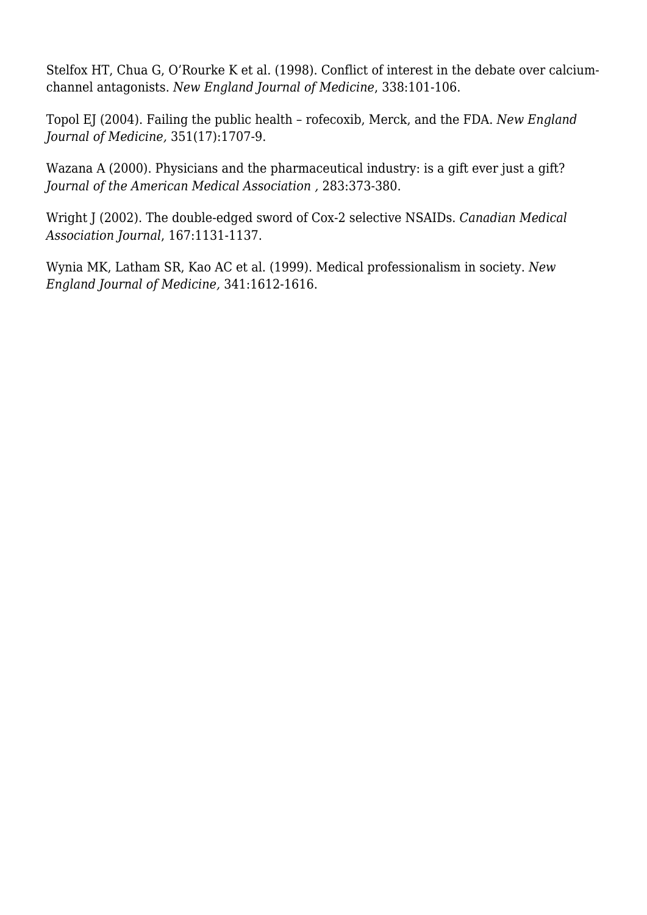Stelfox HT, Chua G, O'Rourke K et al. (1998). Conflict of interest in the debate over calcium-channel antagonists. *New England Journal of Medicine*, 338:101-106.

Topol EJ (2004). Failing the public health – rofecoxib, Merck, and the FDA. *New England Journal of Medicine,* 351(17):1707-9.

Wazana A (2000). Physicians and the pharmaceutical industry: is a gift ever just a gift? *Journal of the American Medical Association ,* 283:373-380.

Wright J (2002). The double-edged sword of Cox-2 selective NSAIDs. *Canadian Medical Association Journal*, 167:1131-1137.

Wynia MK, Latham SR, Kao AC et al. (1999). Medical professionalism in society. *New England Journal of Medicine,* 341:1612-1616.